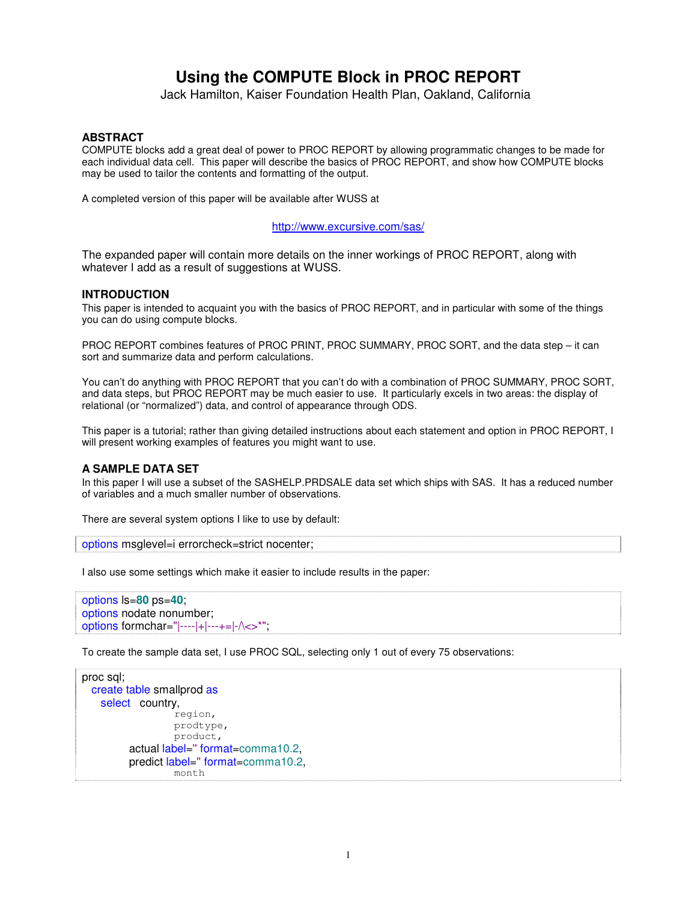# Using the COMPUTE Block in PROC REPORT

Jack Hamilton, Kaiser Foundation Health Plan, Oakland, California

## ABSTRACT

COMPUTE blocks add a great deal of power to PROC REPORT by allowing programmatic changes to be made for each individual data cell. This paper will describe the basics of PROC REPORT, and show how COMPUTE blocks may be used to tailor the contents and formatting of the output.

A completed version of this paper will be available after WUSS at

http://www.excursive.com/sas/

The expanded paper will contain more details on the inner workings of PROC REPORT, along with whatever I add as a result of suggestions at WUSS.

## INTRODUCTION

This paper is intended to acquaint you with the basics of PROC REPORT, and in particular with some of the things you can do using compute blocks.

PROC REPORT combines features of PROC PRINT, PROC SUMMARY, PROC SORT, and the data step – it can sort and summarize data and perform calculations.

You can't do anything with PROC REPORT that you can't do with a combination of PROC SUMMARY, PROC SORT, and data steps, but PROC REPORT may be much easier to use. It particularly excels in two areas: the display of relational (or "normalized") data, and control of appearance through ODS.

This paper is a tutorial; rather than giving detailed instructions about each statement and option in PROC REPORT, I will present working examples of features you might want to use.

## A SAMPLE DATA SET

In this paper I will use a subset of the SASHELP.PRDSALE data set which ships with SAS. It has a reduced number of variables and a much smaller number of observations.

There are several system options I like to use by default:

```
options msglevel=i errorcheck=strict nocenter;
```

I also use some settings which make it easier to include results in the paper:

```
options ls=80 ps=40;
options nodate nonumber;
options formchar="|----|+|---+=|-/\<>*";
```

To create the sample data set, I use PROC SQL, selecting only 1 out of every 75 observations:

```
proc sql;
  create table smallprod as
    select  country,
            region,
            prodtype,
            product,
        actual label='' format=comma10.2,
        predict label='' format=comma10.2,
            month
```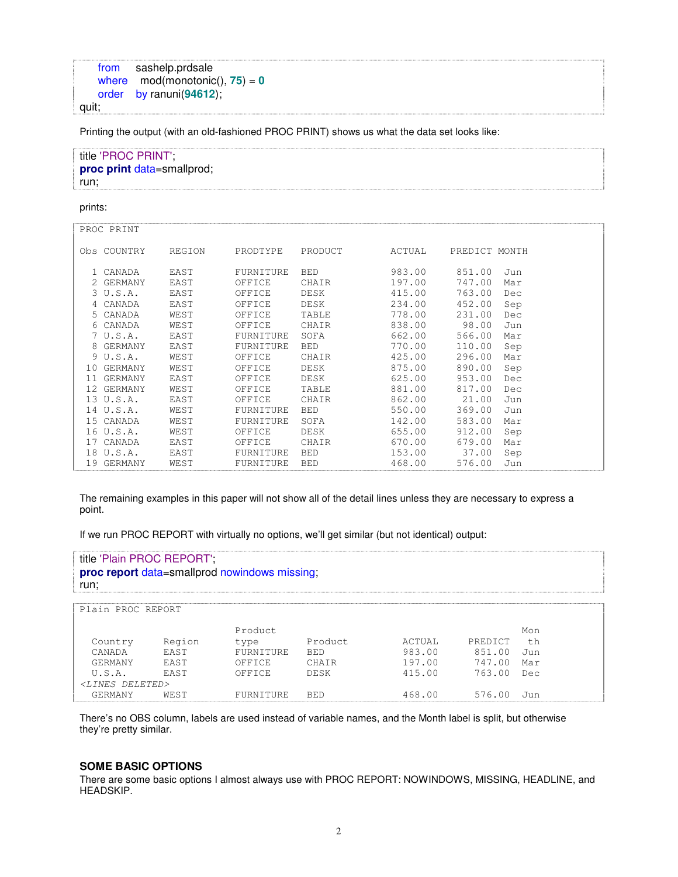```
     from     sashelp.prdsale
     where    mod(monotonic(), 75) = 0
     order    by ranuni(94612);
quit;
```

Printing the output (with an old-fashioned PROC PRINT) shows us what the data set looks like:

```
title 'PROC PRINT';
proc print data=smallprod;
run;
```

prints:

```
PROC PRINT

Obs COUNTRY     REGION      PRODTYPE    PRODUCT         ACTUAL     PREDICT  MONTH

  1 CANADA      EAST        FURNITURE   BED             983.00      851.00   Jun
  2 GERMANY     EAST        OFFICE      CHAIR           197.00      747.00   Mar
  3 U.S.A.      EAST        OFFICE      DESK            415.00      763.00   Dec
  4 CANADA      EAST        OFFICE      DESK            234.00      452.00   Sep
  5 CANADA      WEST        OFFICE      TABLE           778.00      231.00   Dec
  6 CANADA      WEST        OFFICE      CHAIR           838.00       98.00   Jun
  7 U.S.A.      EAST        FURNITURE   SOFA            662.00      566.00   Mar
  8 GERMANY     EAST        FURNITURE   BED             770.00      110.00   Sep
  9 U.S.A.      WEST        OFFICE      CHAIR           425.00      296.00   Mar
 10 GERMANY     WEST        OFFICE      DESK            875.00      890.00   Sep
 11 GERMANY     EAST        OFFICE      DESK            625.00      953.00   Dec
 12 GERMANY     WEST        OFFICE      TABLE           881.00      817.00   Dec
 13 U.S.A.      EAST        OFFICE      CHAIR           862.00       21.00   Jun
 14 U.S.A.      WEST        FURNITURE   BED             550.00      369.00   Jun
 15 CANADA      WEST        FURNITURE   SOFA            142.00      583.00   Mar
 16 U.S.A.      WEST        OFFICE      DESK            655.00      912.00   Sep
 17 CANADA      EAST        OFFICE      CHAIR           670.00      679.00   Mar
 18 U.S.A.      EAST        FURNITURE   BED             153.00       37.00   Sep
 19 GERMANY     WEST        FURNITURE   BED             468.00      576.00   Jun
```

The remaining examples in this paper will not show all of the detail lines unless they are necessary to express a point.

If we run PROC REPORT with virtually no options, we'll get similar (but not identical) output:

```
title 'Plain PROC REPORT';
proc report data=smallprod nowindows missing;
run;
```

```
Plain PROC REPORT

                        Product                                             Mon
  Country     Region    type        Product           ACTUAL     PREDICT     th
  CANADA      EAST      FURNITURE   BED               983.00      851.00    Jun
  GERMANY     EAST      OFFICE      CHAIR             197.00      747.00    Mar
  U.S.A.      EAST      OFFICE      DESK              415.00      763.00    Dec
<LINES DELETED>
  GERMANY     WEST      FURNITURE   BED               468.00      576.00    Jun
```

There's no OBS column, labels are used instead of variable names, and the Month label is split, but otherwise they're pretty similar.

## SOME BASIC OPTIONS

There are some basic options I almost always use with PROC REPORT: NOWINDOWS, MISSING, HEADLINE, and HEADSKIP.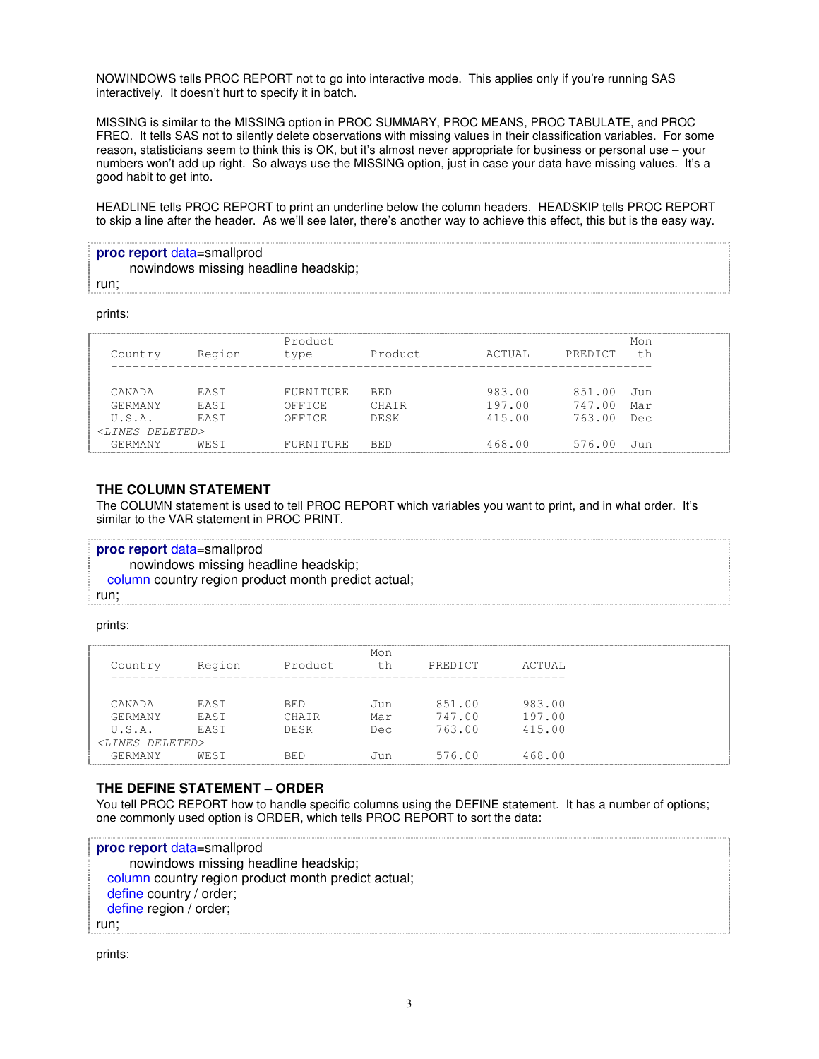NOWINDOWS tells PROC REPORT not to go into interactive mode. This applies only if you're running SAS interactively. It doesn't hurt to specify it in batch.

MISSING is similar to the MISSING option in PROC SUMMARY, PROC MEANS, PROC TABULATE, and PROC FREQ. It tells SAS not to silently delete observations with missing values in their classification variables. For some reason, statisticians seem to think this is OK, but it's almost never appropriate for business or personal use – your numbers won't add up right. So always use the MISSING option, just in case your data have missing values. It's a good habit to get into.

HEADLINE tells PROC REPORT to print an underline below the column headers. HEADSKIP tells PROC REPORT to skip a line after the header. As we'll see later, there's another way to achieve this effect, this but is the easy way.

```
proc report data=smallprod
      nowindows missing headline headskip;
run;
```

prints:

```
                        Product                                     Mon
Country     Region      type        Product         ACTUAL    PREDICT    th
---------------------------------------------------------------------------

CANADA      EAST        FURNITURE   BED             983.00     851.00   Jun
GERMANY     EAST        OFFICE      CHAIR           197.00     747.00   Mar
U.S.A.      EAST        OFFICE      DESK            415.00     763.00   Dec
<LINES DELETED>
GERMANY     WEST        FURNITURE   BED             468.00     576.00   Jun
```

### THE COLUMN STATEMENT

The COLUMN statement is used to tell PROC REPORT which variables you want to print, and in what order. It's similar to the VAR statement in PROC PRINT.

```
proc report data=smallprod
      nowindows missing headline headskip;
  column country region product month predict actual;
run;
```

prints:

```
                                    Mon
Country     Region      Product      th      PREDICT      ACTUAL
----------------------------------------------------------------

CANADA      EAST        BED         Jun       851.00      983.00
GERMANY     EAST        CHAIR       Mar       747.00      197.00
U.S.A.      EAST        DESK        Dec       763.00      415.00
<LINES DELETED>
GERMANY     WEST        BED         Jun       576.00      468.00
```

### THE DEFINE STATEMENT – ORDER

You tell PROC REPORT how to handle specific columns using the DEFINE statement. It has a number of options; one commonly used option is ORDER, which tells PROC REPORT to sort the data:

```
proc report data=smallprod
      nowindows missing headline headskip;
  column country region product month predict actual;
  define country / order;
  define region / order;
run;
```

prints: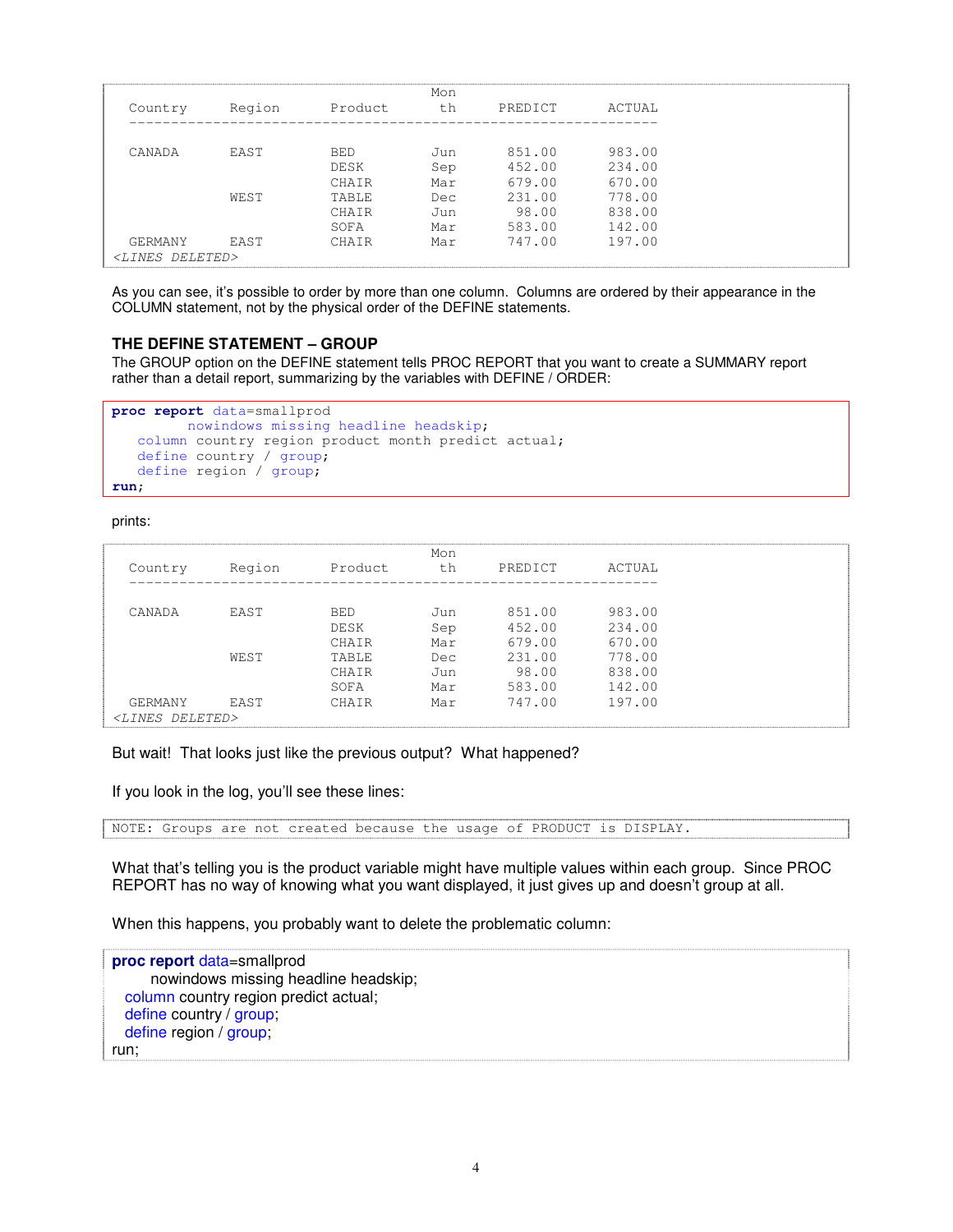```
                                         Mon
  Country      Region       Product       th      PREDICT      ACTUAL
  ---------------------------------------------------------------

  CANADA       EAST         BED          Jun       851.00      983.00
                            DESK         Sep       452.00      234.00
                            CHAIR        Mar       679.00      670.00
               WEST         TABLE        Dec       231.00      778.00
                            CHAIR        Jun        98.00      838.00
                            SOFA         Mar       583.00      142.00
  GERMANY      EAST         CHAIR        Mar       747.00      197.00
<LINES DELETED>
```

As you can see, it's possible to order by more than one column. Columns are ordered by their appearance in the COLUMN statement, not by the physical order of the DEFINE statements.

### THE DEFINE STATEMENT – GROUP

The GROUP option on the DEFINE statement tells PROC REPORT that you want to create a SUMMARY report rather than a detail report, summarizing by the variables with DEFINE / ORDER:

```
proc report data=smallprod
         nowindows missing headline headskip;
   column country region product month predict actual;
   define country / group;
   define region / group;
run;
```

prints:

```
                                         Mon
  Country      Region       Product       th      PREDICT      ACTUAL
  ---------------------------------------------------------------

  CANADA       EAST         BED          Jun       851.00      983.00
                            DESK         Sep       452.00      234.00
                            CHAIR        Mar       679.00      670.00
               WEST         TABLE        Dec       231.00      778.00
                            CHAIR        Jun        98.00      838.00
                            SOFA         Mar       583.00      142.00
  GERMANY      EAST         CHAIR        Mar       747.00      197.00
<LINES DELETED>
```

But wait! That looks just like the previous output? What happened?

If you look in the log, you'll see these lines:

```
NOTE: Groups are not created because the usage of PRODUCT is DISPLAY.
```

What that's telling you is the product variable might have multiple values within each group. Since PROC REPORT has no way of knowing what you want displayed, it just gives up and doesn't group at all.

When this happens, you probably want to delete the problematic column:

```
proc report data=smallprod
         nowindows missing headline headskip;
   column country region predict actual;
   define country / group;
   define region / group;
run;
```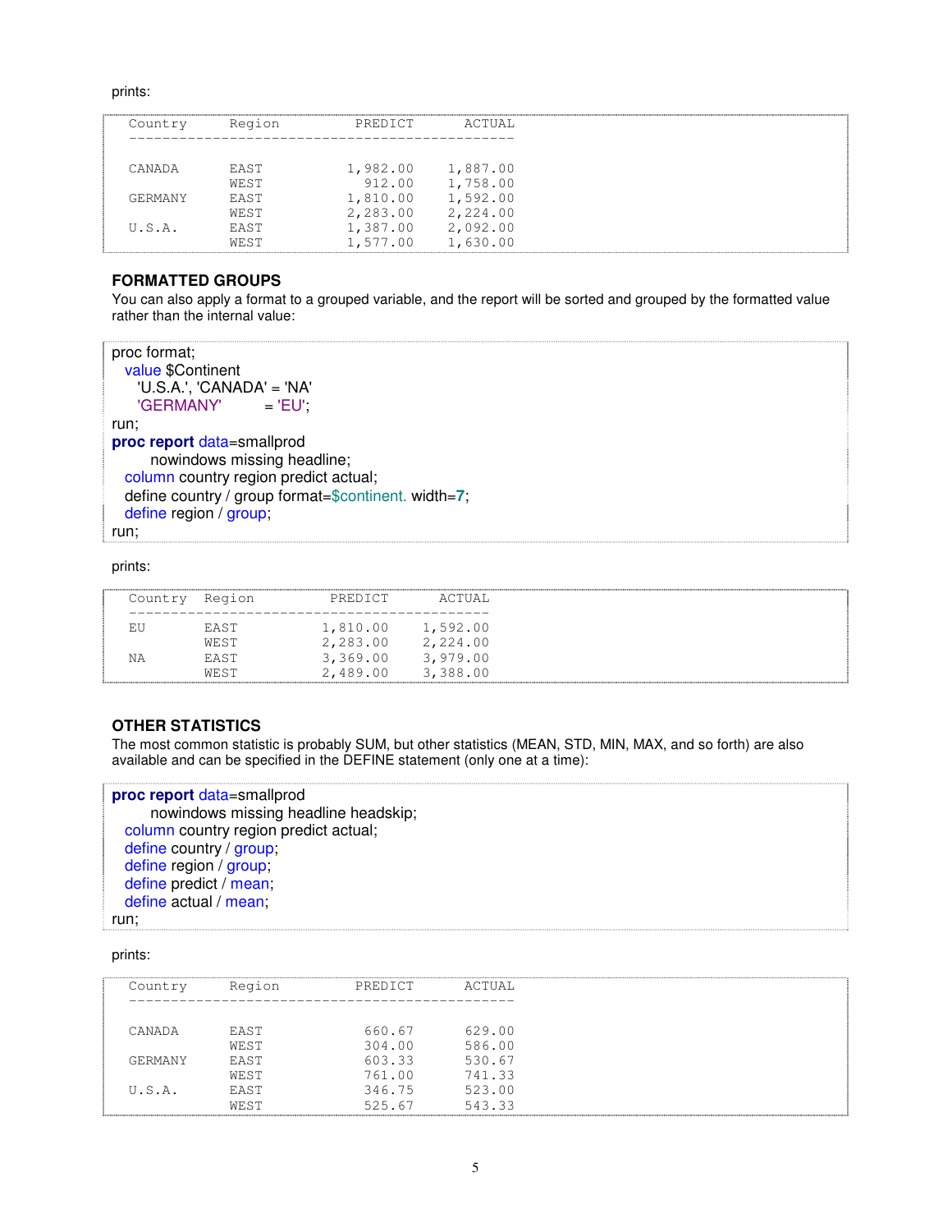prints:

```
Country     Region          PREDICT       ACTUAL
------------------------------------------------


CANADA      EAST           1,982.00     1,887.00
            WEST             912.00     1,758.00
GERMANY     EAST           1,810.00     1,592.00
            WEST           2,283.00     2,224.00
U.S.A.      EAST           1,387.00     2,092.00
            WEST           1,577.00     1,630.00
```

### FORMATTED GROUPS

You can also apply a format to a grouped variable, and the report will be sorted and grouped by the formatted value rather than the internal value:

```
proc format;
  value $Continent
    'U.S.A.', 'CANADA' = 'NA'
    'GERMANY'          = 'EU';
run;
proc report data=smallprod
        nowindows missing headline;
  column country region predict actual;
  define country / group format=$continent. width=7;
  define region / group;
run;
```

prints:

```
Country  Region          PREDICT       ACTUAL
---------------------------------------------
EU       EAST           1,810.00     1,592.00
         WEST           2,283.00     2,224.00
NA       EAST           3,369.00     3,979.00
         WEST           2,489.00     3,388.00
```

### OTHER STATISTICS

The most common statistic is probably SUM, but other statistics (MEAN, STD, MIN, MAX, and so forth) are also available and can be specified in the DEFINE statement (only one at a time):

```
proc report data=smallprod
        nowindows missing headline headskip;
  column country region predict actual;
  define country / group;
  define region / group;
  define predict / mean;
  define actual / mean;
run;
```

prints:

```
Country     Region          PREDICT       ACTUAL
------------------------------------------------


CANADA      EAST             660.67       629.00
            WEST             304.00       586.00
GERMANY     EAST             603.33       530.67
            WEST             761.00       741.33
U.S.A.      EAST             346.75       523.00
            WEST             525.67       543.33
```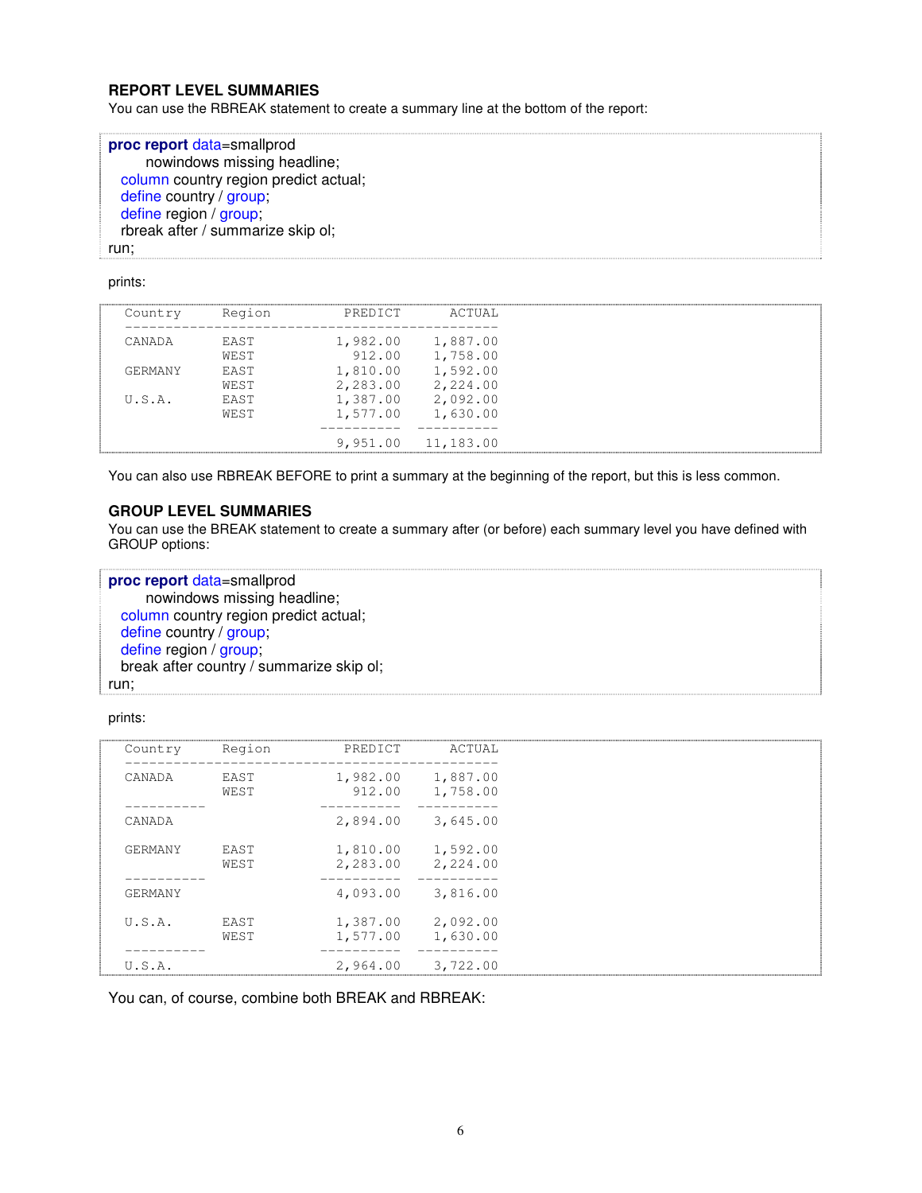### REPORT LEVEL SUMMARIES

You can use the RBREAK statement to create a summary line at the bottom of the report:

```
proc report data=smallprod
      nowindows missing headline;
  column country region predict actual;
  define country / group;
  define region / group;
  rbreak after / summarize skip ol;
run;
```

prints:

```
Country     Region          PREDICT      ACTUAL
-----------------------------------------------
CANADA      EAST           1,982.00    1,887.00
            WEST             912.00    1,758.00
GERMANY     EAST           1,810.00    1,592.00
            WEST           2,283.00    2,224.00
U.S.A.      EAST           1,387.00    2,092.00
            WEST           1,577.00    1,630.00
                         ----------  ----------
                           9,951.00   11,183.00
```

You can also use RBREAK BEFORE to print a summary at the beginning of the report, but this is less common.

### GROUP LEVEL SUMMARIES

You can use the BREAK statement to create a summary after (or before) each summary level you have defined with GROUP options:

```
proc report data=smallprod
      nowindows missing headline;
  column country region predict actual;
  define country / group;
  define region / group;
  break after country / summarize skip ol;
run;
```

prints:

```
Country     Region          PREDICT      ACTUAL
-----------------------------------------------
CANADA      EAST           1,982.00    1,887.00
            WEST             912.00    1,758.00
----------               ----------  ----------
CANADA                     2,894.00    3,645.00

GERMANY     EAST           1,810.00    1,592.00
            WEST           2,283.00    2,224.00
----------               ----------  ----------
GERMANY                    4,093.00    3,816.00

U.S.A.      EAST           1,387.00    2,092.00
            WEST           1,577.00    1,630.00
----------               ----------  ----------
U.S.A.                     2,964.00    3,722.00
```

You can, of course, combine both BREAK and RBREAK: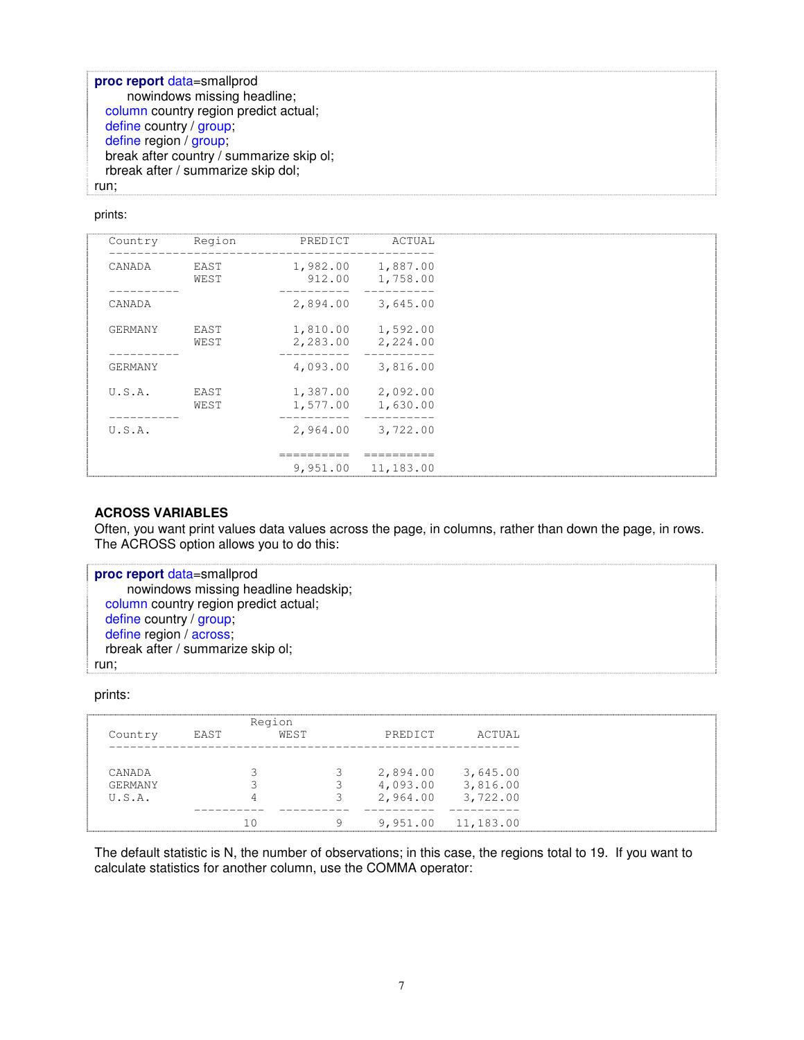```
proc report data=smallprod
      nowindows missing headline;
  column country region predict actual;
  define country / group;
  define region / group;
  break after country / summarize skip ol;
  rbreak after / summarize skip dol;
run;
```

prints:

```
Country     Region            PREDICT      ACTUAL
-------------------------------------------------
CANADA      EAST             1,982.00    1,887.00
            WEST               912.00    1,758.00
----------                 ----------  ----------
CANADA                       2,894.00    3,645.00

GERMANY     EAST             1,810.00    1,592.00
            WEST             2,283.00    2,224.00
----------                 ----------  ----------
GERMANY                      4,093.00    3,816.00

U.S.A.      EAST             1,387.00    2,092.00
            WEST             1,577.00    1,630.00
----------                 ----------  ----------
U.S.A.                       2,964.00    3,722.00

                           ==========  ==========
                             9,951.00   11,183.00
```

## ACROSS VARIABLES

Often, you want print values data values across the page, in columns, rather than down the page, in rows. The ACROSS option allows you to do this:

```
proc report data=smallprod
      nowindows missing headline headskip;
  column country region predict actual;
  define country / group;
  define region / across;
  rbreak after / summarize skip ol;
run;
```

prints:

```
                    Region
Country     EAST          WEST            PREDICT      ACTUAL
-------------------------------------------------------------


CANADA               3             3     2,894.00    3,645.00
GERMANY              3             3     4,093.00    3,816.00
U.S.A.               4             3     2,964.00    3,722.00
            ----------    ----------   ----------  ----------
                    10             9     9,951.00   11,183.00
```

The default statistic is N, the number of observations; in this case, the regions total to 19. If you want to calculate statistics for another column, use the COMMA operator: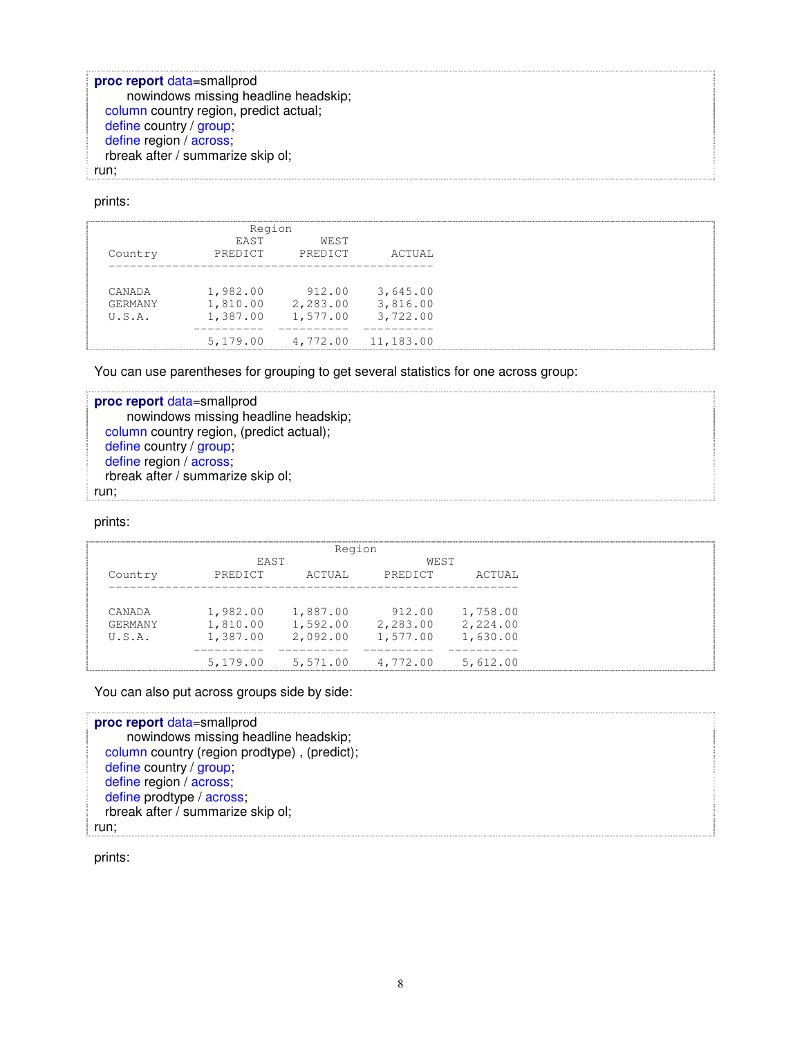```
proc report data=smallprod
      nowindows missing headline headskip;
  column country region, predict actual;
  define country / group;
  define region / across;
  rbreak after / summarize skip ol;
run;
```

prints:

```
                      Region
                    EAST        WEST
  Country         PREDICT     PREDICT      ACTUAL
  ---------------------------------------------

  CANADA         1,982.00      912.00    3,645.00
  GERMANY        1,810.00    2,283.00    3,816.00
  U.S.A.         1,387.00    1,577.00    3,722.00
                 ----------  ----------  ----------
                 5,179.00    4,772.00   11,183.00
```

You can use parentheses for grouping to get several statistics for one across group:

```
proc report data=smallprod
      nowindows missing headline headskip;
  column country region, (predict actual);
  define country / group;
  define region / across;
  rbreak after / summarize skip ol;
run;
```

prints:

```
                                  Region
                        EAST                     WEST
  Country         PREDICT      ACTUAL      PREDICT      ACTUAL
  -----------------------------------------------------------

  CANADA         1,982.00    1,887.00      912.00    1,758.00
  GERMANY        1,810.00    1,592.00    2,283.00    2,224.00
  U.S.A.         1,387.00    2,092.00    1,577.00    1,630.00
                 ----------  ----------  ----------  ----------
                 5,179.00    5,571.00    4,772.00    5,612.00
```

You can also put across groups side by side:

```
proc report data=smallprod
      nowindows missing headline headskip;
  column country (region prodtype) , (predict);
  define country / group;
  define region / across;
  define prodtype / across;
  rbreak after / summarize skip ol;
run;
```

prints: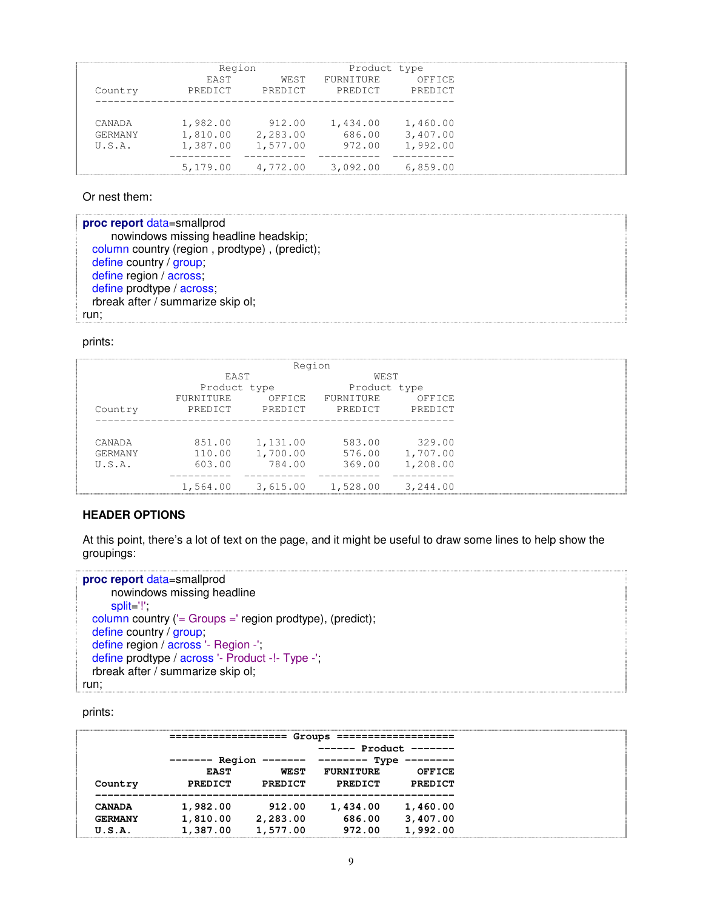```
                    Region                Product type
                 EAST        WEST   FURNITURE      OFFICE
Country       PREDICT     PREDICT     PREDICT     PREDICT
---------------------------------------------------------


CANADA       1,982.00      912.00    1,434.00    1,460.00
GERMANY      1,810.00    2,283.00      686.00    3,407.00
U.S.A.       1,387.00    1,577.00      972.00    1,992.00
           ----------  ----------  ----------  ----------
             5,179.00    4,772.00    3,092.00    6,859.00
```

Or nest them:

```
proc report data=smallprod
      nowindows missing headline headskip;
  column country (region , prodtype) , (predict);
  define country / group;
  define region / across;
  define prodtype / across;
  rbreak after / summarize skip ol;
run;
```

prints:

```
                                  Region
                      EAST                    WEST
                  Product type            Product type
            FURNITURE      OFFICE   FURNITURE      OFFICE
Country       PREDICT     PREDICT     PREDICT     PREDICT
---------------------------------------------------------


CANADA         851.00    1,131.00      583.00      329.00
GERMANY        110.00    1,700.00      576.00    1,707.00
U.S.A.         603.00      784.00      369.00    1,208.00
           ----------  ----------  ----------  ----------
             1,564.00    3,615.00    1,528.00    3,244.00
```

**HEADER OPTIONS**

At this point, there's a lot of text on the page, and it might be useful to draw some lines to help show the groupings:

```
proc report data=smallprod
      nowindows missing headline
      split='!';
  column country ('= Groups =' region prodtype), (predict);
  define country / group;
  define region / across '- Region -';
  define prodtype / across '- Product -!- Type -';
  rbreak after / summarize skip ol;
run;
```

prints:

```
            =================== Groups ===================
                                   ------ Product -------
            ------- Region -------  -------- Type --------
                 EAST        WEST   FURNITURE      OFFICE
Country       PREDICT     PREDICT     PREDICT     PREDICT
---------------------------------------------------------
CANADA       1,982.00      912.00    1,434.00    1,460.00
GERMANY      1,810.00    2,283.00      686.00    3,407.00
U.S.A.       1,387.00    1,577.00      972.00    1,992.00
```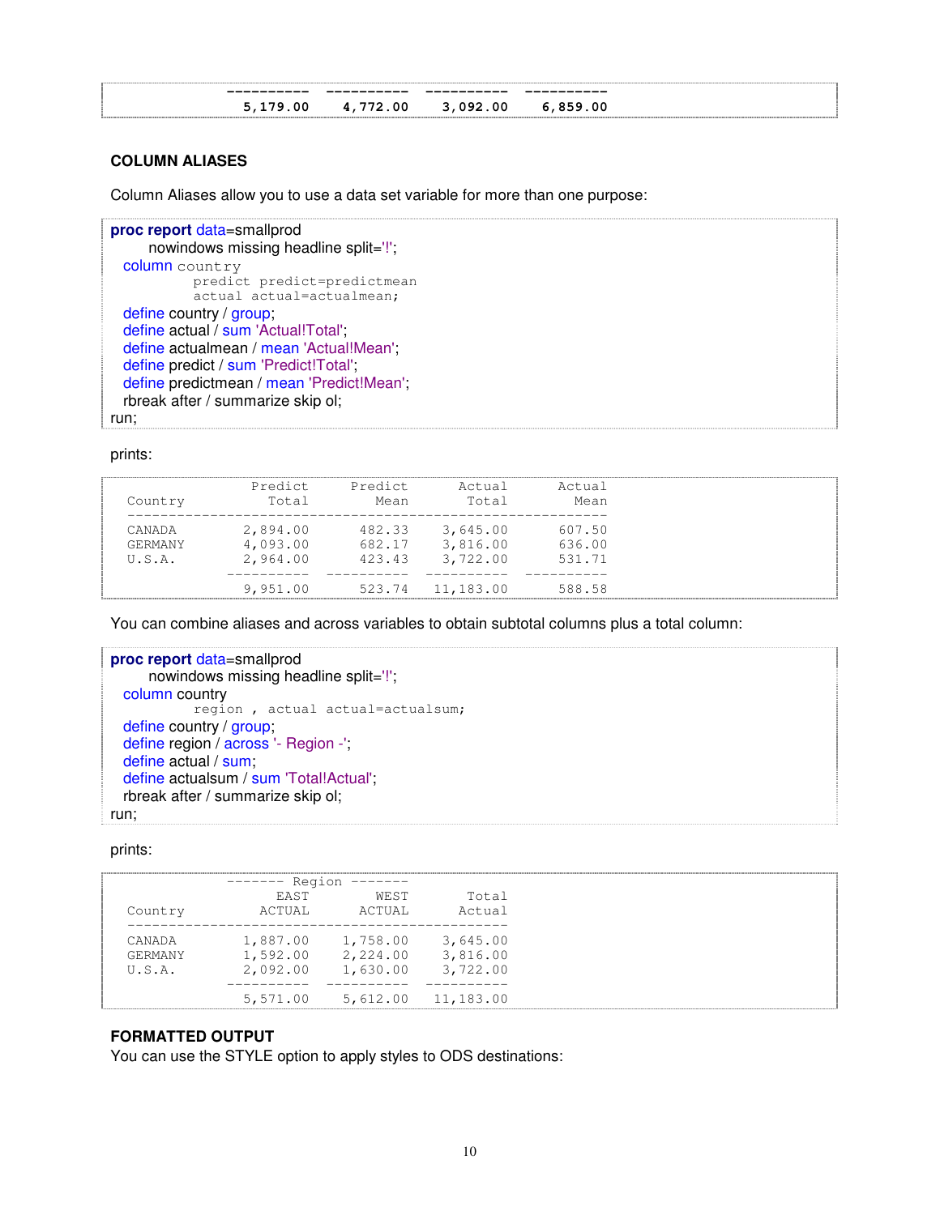```
                ----------  ----------  ----------  ----------
                  5,179.00    4,772.00    3,092.00    6,859.00
```

### COLUMN ALIASES

Column Aliases allow you to use a data set variable for more than one purpose:

```
proc report data=smallprod
      nowindows missing headline split='!';
  column country
           predict predict=predictmean
           actual actual=actualmean;
  define country / group;
  define actual / sum 'Actual!Total';
  define actualmean / mean 'Actual!Mean';
  define predict / sum 'Predict!Total';
  define predictmean / mean 'Predict!Mean';
  rbreak after / summarize skip ol;
run;
```

prints:

```
                  Predict     Predict      Actual      Actual
  Country           Total        Mean       Total        Mean
  -----------------------------------------------------------
  CANADA         2,894.00      482.33    3,645.00      607.50
  GERMANY        4,093.00      682.17    3,816.00      636.00
  U.S.A.         2,964.00      423.43    3,722.00      531.71
               ----------  ----------  ----------  ----------
                 9,951.00      523.74   11,183.00      588.58
```

You can combine aliases and across variables to obtain subtotal columns plus a total column:

```
proc report data=smallprod
      nowindows missing headline split='!';
  column country
           region , actual actual=actualsum;
  define country / group;
  define region / across '- Region -';
  define actual / sum;
  define actualsum / sum 'Total!Actual';
  rbreak after / summarize skip ol;
run;
```

prints:

```
               ------- Region -------
                     EAST        WEST       Total
  Country          ACTUAL      ACTUAL      Actual
  -----------------------------------------------
  CANADA         1,887.00    1,758.00    3,645.00
  GERMANY        1,592.00    2,224.00    3,816.00
  U.S.A.         2,092.00    1,630.00    3,722.00
               ----------  ----------  ----------
                 5,571.00    5,612.00   11,183.00
```

### FORMATTED OUTPUT

You can use the STYLE option to apply styles to ODS destinations: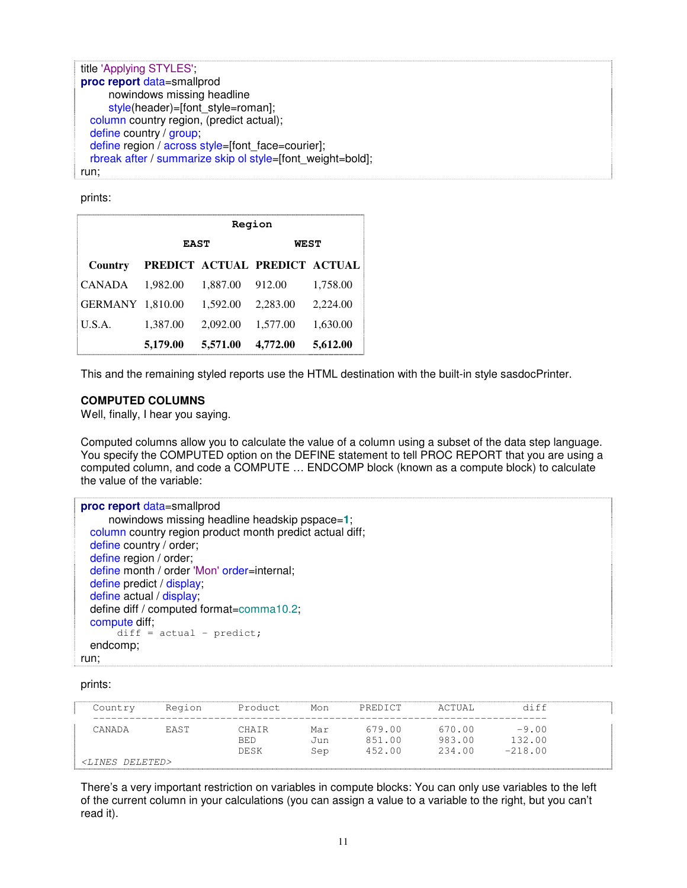```
title 'Applying STYLES';
proc report data=smallprod
       nowindows missing headline
       style(header)=[font_style=roman];
  column country region, (predict actual);
  define country / group;
  define region / across style=[font_face=courier];
  rbreak after / summarize skip ol style=[font_weight=bold];
run;
```

prints:

| | Region | | | |
|---|---|---|---|---|
| | EAST | | WEST | |
| **Country** | **PREDICT** | **ACTUAL** | **PREDICT** | **ACTUAL** |
| CANADA | 1,982.00 | 1,887.00 | 912.00 | 1,758.00 |
| GERMANY | 1,810.00 | 1,592.00 | 2,283.00 | 2,224.00 |
| U.S.A. | 1,387.00 | 2,092.00 | 1,577.00 | 1,630.00 |
| | **5,179.00** | **5,571.00** | **4,772.00** | **5,612.00** |

This and the remaining styled reports use the HTML destination with the built-in style sasdocPrinter.

**COMPUTED COLUMNS**

Well, finally, I hear you saying.

Computed columns allow you to calculate the value of a column using a subset of the data step language. You specify the COMPUTED option on the DEFINE statement to tell PROC REPORT that you are using a computed column, and code a COMPUTE … ENDCOMP block (known as a compute block) to calculate the value of the variable:

```
proc report data=smallprod
       nowindows missing headline headskip pspace=1;
  column country region product month predict actual diff;
  define country / order;
  define region / order;
  define month / order 'Mon' order=internal;
  define predict / display;
  define actual / display;
  define diff / computed format=comma10.2;
  compute diff;
       diff = actual - predict;
  endcomp;
run;
```

prints:

```
  Country     Region      Product     Mon     PREDICT     ACTUAL        diff
  --------------------------------------------------------------------------
  CANADA      EAST        CHAIR       Mar      679.00     670.00       -9.00
                          BED         Jun      851.00     983.00      132.00
                          DESK        Sep      452.00     234.00     -218.00
<LINES DELETED>
```

There's a very important restriction on variables in compute blocks: You can only use variables to the left of the current column in your calculations (you can assign a value to a variable to the right, but you can't read it).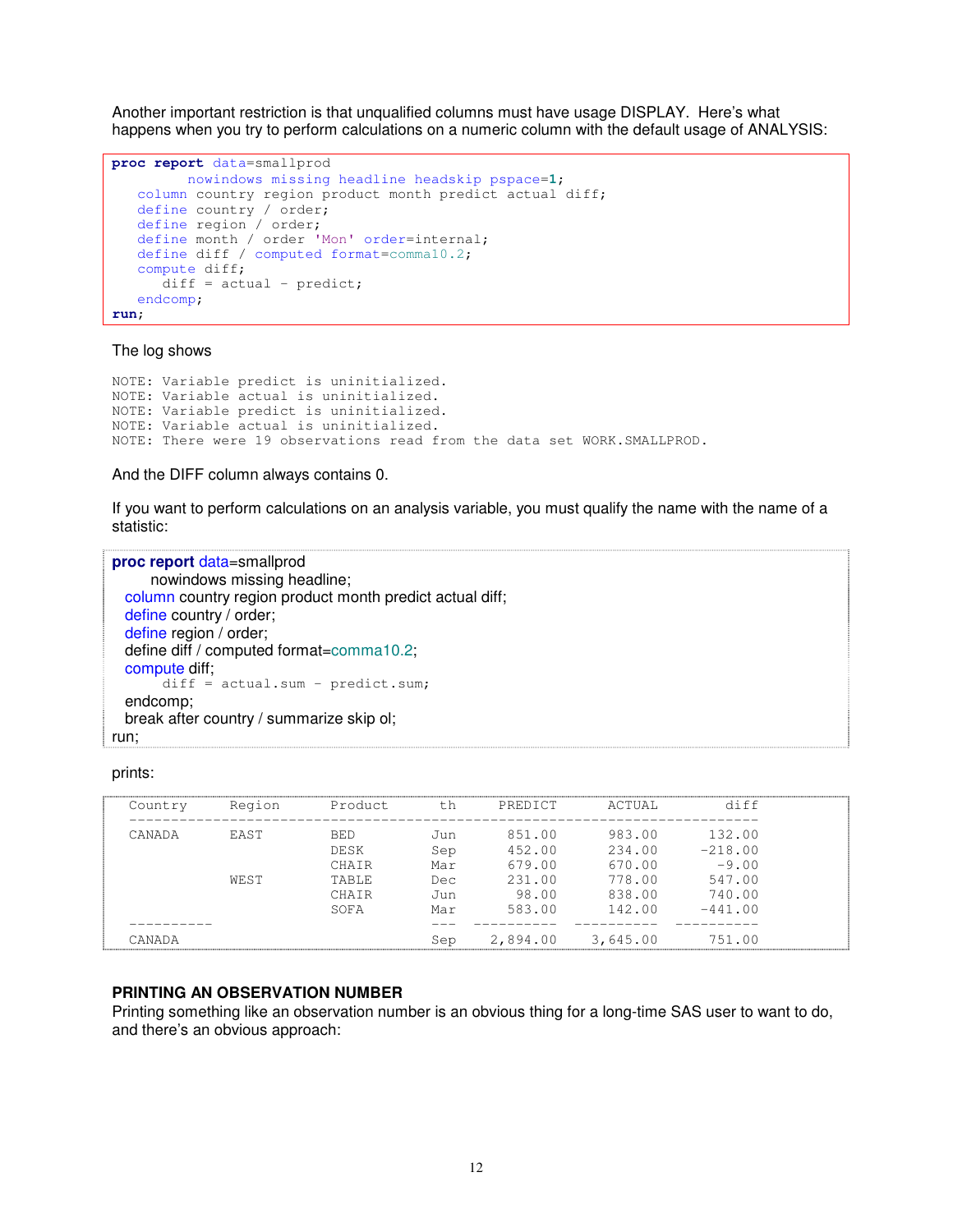Another important restriction is that unqualified columns must have usage DISPLAY. Here's what happens when you try to perform calculations on a numeric column with the default usage of ANALYSIS:

```
proc report data=smallprod
         nowindows missing headline headskip pspace=1;
   column country region product month predict actual diff;
   define country / order;
   define region / order;
   define month / order 'Mon' order=internal;
   define diff / computed format=comma10.2;
   compute diff;
      diff = actual - predict;
   endcomp;
run;
```

The log shows

```
NOTE: Variable predict is uninitialized.
NOTE: Variable actual is uninitialized.
NOTE: Variable predict is uninitialized.
NOTE: Variable actual is uninitialized.
NOTE: There were 19 observations read from the data set WORK.SMALLPROD.
```

And the DIFF column always contains 0.

If you want to perform calculations on an analysis variable, you must qualify the name with the name of a statistic:

```
proc report data=smallprod
      nowindows missing headline;
   column country region product month predict actual diff;
   define country / order;
   define region / order;
   define diff / computed format=comma10.2;
   compute diff;
      diff = actual.sum - predict.sum;
   endcomp;
   break after country / summarize skip ol;
run;
```

prints:

```
Country     Region      Product       th     PREDICT      ACTUAL        diff
----------------------------------------------------------------------------
CANADA      EAST        BED          Jun      851.00      983.00      132.00
                        DESK         Sep      452.00      234.00     -218.00
                        CHAIR        Mar      679.00      670.00       -9.00
            WEST        TABLE        Dec      231.00      778.00      547.00
                        CHAIR        Jun       98.00      838.00      740.00
                        SOFA         Mar      583.00      142.00     -441.00
----------                           ---  ----------  ----------  ----------
CANADA                               Sep    2,894.00    3,645.00      751.00
```

**PRINTING AN OBSERVATION NUMBER**

Printing something like an observation number is an obvious thing for a long-time SAS user to want to do, and there's an obvious approach: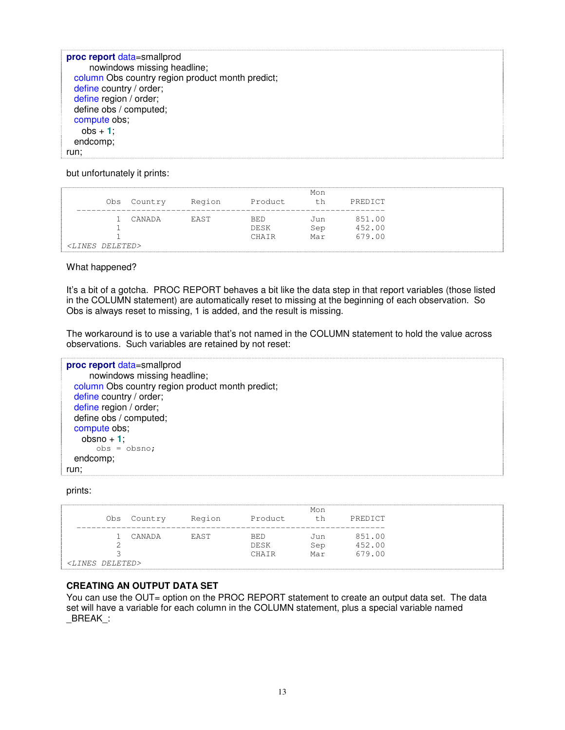```
proc report data=smallprod
      nowindows missing headline;
  column Obs country region product month predict;
  define country / order;
  define region / order;
  define obs / computed;
  compute obs;
    obs + 1;
  endcomp;
run;
```

but unfortunately it prints:

```
                                                Mon
       Obs  Country     Region      Product      th      PREDICT
  ---------------------------------------------------------------
         1  CANADA      EAST        BED         Jun       851.00
         1                          DESK        Sep       452.00
         1                          CHAIR       Mar       679.00
<LINES DELETED>
```

What happened?

It's a bit of a gotcha. PROC REPORT behaves a bit like the data step in that report variables (those listed in the COLUMN statement) are automatically reset to missing at the beginning of each observation. So Obs is always reset to missing, 1 is added, and the result is missing.

The workaround is to use a variable that's not named in the COLUMN statement to hold the value across observations. Such variables are retained by not reset:

```
proc report data=smallprod
      nowindows missing headline;
  column Obs country region product month predict;
  define country / order;
  define region / order;
  define obs / computed;
  compute obs;
    obsno + 1;
      obs = obsno;
  endcomp;
run;
```

prints:

```
                                                Mon
       Obs  Country     Region      Product      th      PREDICT
  ---------------------------------------------------------------
         1  CANADA      EAST        BED         Jun       851.00
         2                          DESK        Sep       452.00
         3                          CHAIR       Mar       679.00
<LINES DELETED>
```

### CREATING AN OUTPUT DATA SET

You can use the OUT= option on the PROC REPORT statement to create an output data set. The data set will have a variable for each column in the COLUMN statement, plus a special variable named _BREAK_: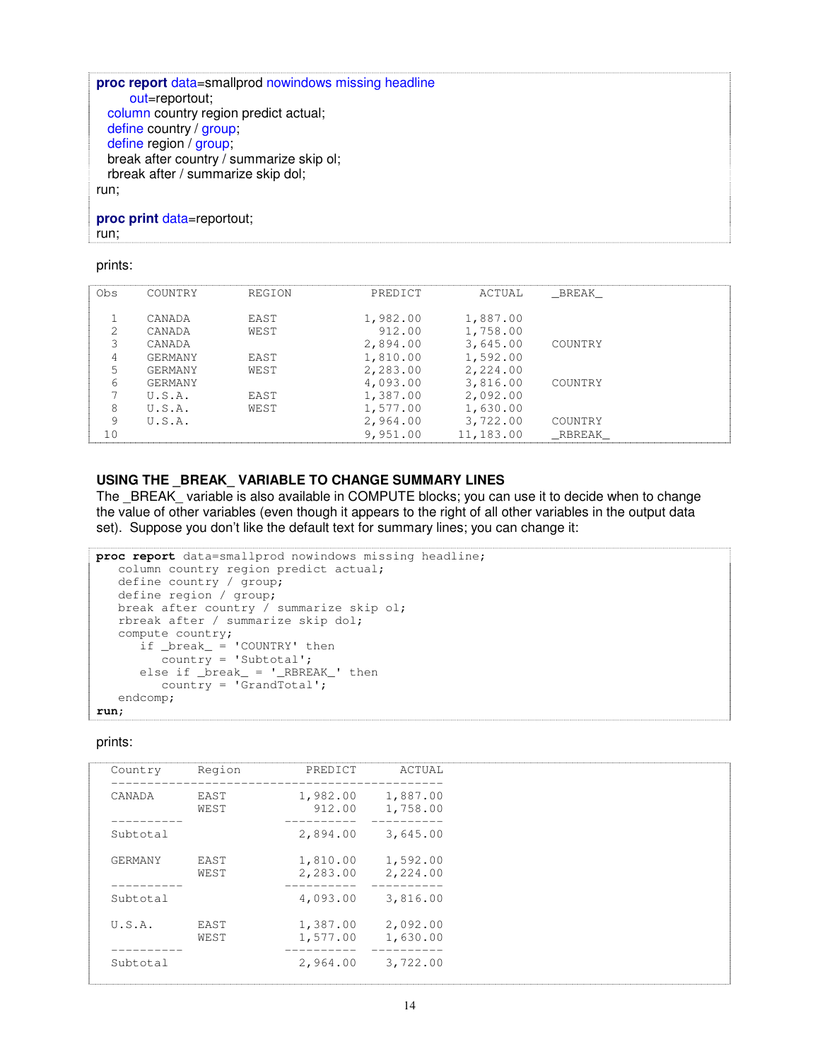```
proc report data=smallprod nowindows missing headline
      out=reportout;
   column country region predict actual;
   define country / group;
   define region / group;
   break after country / summarize skip ol;
   rbreak after / summarize skip dol;
run;

proc print data=reportout;
run;
```

prints:

```
Obs    COUNTRY      REGION          PREDICT        ACTUAL     _BREAK_

  1    CANADA       EAST           1,982.00      1,887.00
  2    CANADA       WEST             912.00      1,758.00
  3    CANADA                      2,894.00      3,645.00     COUNTRY
  4    GERMANY      EAST           1,810.00      1,592.00
  5    GERMANY      WEST           2,283.00      2,224.00
  6    GERMANY                     4,093.00      3,816.00     COUNTRY
  7    U.S.A.       EAST           1,387.00      2,092.00
  8    U.S.A.       WEST           1,577.00      1,630.00
  9    U.S.A.                      2,964.00      3,722.00     COUNTRY
 10                                9,951.00     11,183.00     _RBREAK_
```

### USING THE _BREAK_ VARIABLE TO CHANGE SUMMARY LINES

The _BREAK_ variable is also available in COMPUTE blocks; you can use it to decide when to change the value of other variables (even though it appears to the right of all other variables in the output data set). Suppose you don't like the default text for summary lines; you can change it:

```
proc report data=smallprod nowindows missing headline;
   column country region predict actual;
   define country / group;
   define region / group;
   break after country / summarize skip ol;
   rbreak after / summarize skip dol;
   compute country;
      if _break_ = 'COUNTRY' then
         country = 'Subtotal';
      else if _break_ = '_RBREAK_' then
         country = 'GrandTotal';
   endcomp;
run;
```

prints:

```
  Country     Region          PREDICT       ACTUAL
  ----------------------------------------------
  CANADA      EAST           1,982.00     1,887.00
              WEST             912.00     1,758.00
  ----------               ----------   ----------
  Subtotal                   2,894.00     3,645.00

  GERMANY     EAST           1,810.00     1,592.00
              WEST           2,283.00     2,224.00
  ----------               ----------   ----------
  Subtotal                   4,093.00     3,816.00

  U.S.A.      EAST           1,387.00     2,092.00
              WEST           1,577.00     1,630.00
  ----------               ----------   ----------
  Subtotal                   2,964.00     3,722.00
```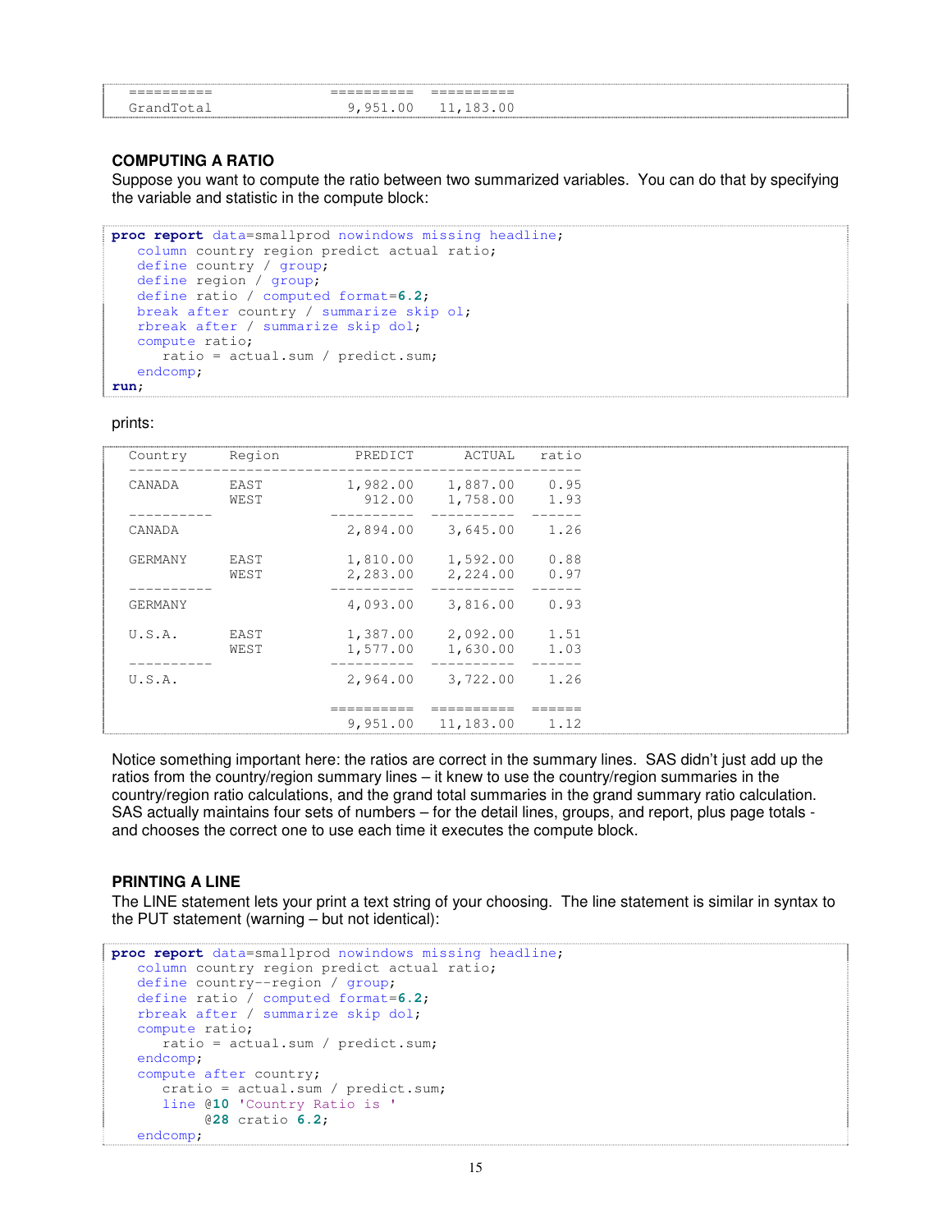```
==========                  ==========  ==========
GrandTotal                    9,951.00   11,183.00
```

### COMPUTING A RATIO

Suppose you want to compute the ratio between two summarized variables. You can do that by specifying the variable and statistic in the compute block:

```
proc report data=smallprod nowindows missing headline;
   column country region predict actual ratio;
   define country / group;
   define region / group;
   define ratio / computed format=6.2;
   break after country / summarize skip ol;
   rbreak after / summarize skip dol;
   compute ratio;
      ratio = actual.sum / predict.sum;
   endcomp;
run;
```

prints:

```
Country     Region          PREDICT      ACTUAL   ratio
-------------------------------------------------------
CANADA      EAST           1,982.00    1,887.00    0.95
            WEST             912.00    1,758.00    1.93
----------                 ----------  ----------  ------
CANADA                     2,894.00    3,645.00    1.26

GERMANY     EAST           1,810.00    1,592.00    0.88
            WEST           2,283.00    2,224.00    0.97
----------                 ----------  ----------  ------
GERMANY                    4,093.00    3,816.00    0.93

U.S.A.      EAST           1,387.00    2,092.00    1.51
            WEST           1,577.00    1,630.00    1.03
----------                 ----------  ----------  ------
U.S.A.                     2,964.00    3,722.00    1.26

                           ==========  ==========  ======
                             9,951.00   11,183.00    1.12
```

Notice something important here: the ratios are correct in the summary lines. SAS didn't just add up the ratios from the country/region summary lines – it knew to use the country/region summaries in the country/region ratio calculations, and the grand total summaries in the grand summary ratio calculation. SAS actually maintains four sets of numbers – for the detail lines, groups, and report, plus page totals - and chooses the correct one to use each time it executes the compute block.

### PRINTING A LINE

The LINE statement lets your print a text string of your choosing. The line statement is similar in syntax to the PUT statement (warning – but not identical):

```
proc report data=smallprod nowindows missing headline;
   column country region predict actual ratio;
   define country--region / group;
   define ratio / computed format=6.2;
   rbreak after / summarize skip dol;
   compute ratio;
      ratio = actual.sum / predict.sum;
   endcomp;
   compute after country;
      cratio = actual.sum / predict.sum;
      line @10 'Country Ratio is '
           @28 cratio 6.2;
   endcomp;
```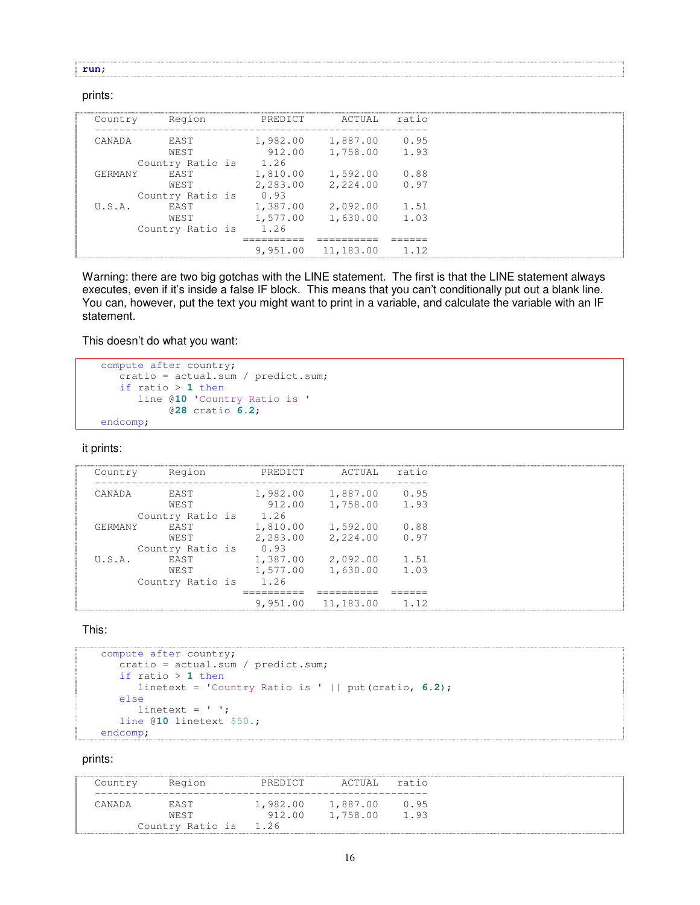```
run;
```

prints:

```
Country     Region          PREDICT      ACTUAL    ratio
---------------------------------------------------------
CANADA      EAST           1,982.00    1,887.00     0.95
            WEST             912.00    1,758.00     1.93
       Country Ratio is     1.26
GERMANY     EAST           1,810.00    1,592.00     0.88
            WEST           2,283.00    2,224.00     0.97
       Country Ratio is     0.93
U.S.A.      EAST           1,387.00    2,092.00     1.51
            WEST           1,577.00    1,630.00     1.03
       Country Ratio is     1.26
                         ==========  ==========   ======
                           9,951.00   11,183.00     1.12
```

Warning: there are two big gotchas with the LINE statement. The first is that the LINE statement always executes, even if it's inside a false IF block. This means that you can't conditionally put out a blank line. You can, however, put the text you might want to print in a variable, and calculate the variable with an IF statement.

This doesn't do what you want:

```
compute after country;
   cratio = actual.sum / predict.sum;
   if ratio > 1 then
      line @10 'Country Ratio is '
           @28 cratio 6.2;
endcomp;
```

it prints:

```
Country     Region          PREDICT      ACTUAL    ratio
---------------------------------------------------------
CANADA      EAST           1,982.00    1,887.00     0.95
            WEST             912.00    1,758.00     1.93
       Country Ratio is     1.26
GERMANY     EAST           1,810.00    1,592.00     0.88
            WEST           2,283.00    2,224.00     0.97
       Country Ratio is     0.93
U.S.A.      EAST           1,387.00    2,092.00     1.51
            WEST           1,577.00    1,630.00     1.03
       Country Ratio is     1.26
                         ==========  ==========   ======
                           9,951.00   11,183.00     1.12
```

This:

```
compute after country;
   cratio = actual.sum / predict.sum;
   if ratio > 1 then
      linetext = 'Country Ratio is ' || put(cratio, 6.2);
   else
      linetext = ' ';
   line @10 linetext $50.;
endcomp;
```

prints:

```
Country     Region          PREDICT      ACTUAL    ratio
---------------------------------------------------------
CANADA      EAST           1,982.00    1,887.00     0.95
            WEST             912.00    1,758.00     1.93
       Country Ratio is   1.26
```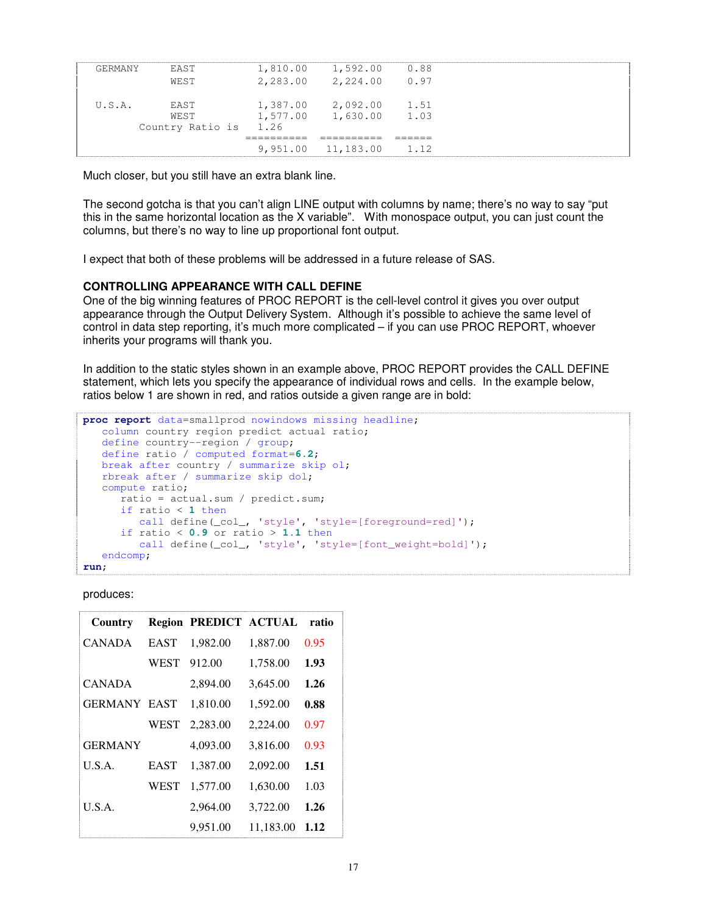```
  GERMANY     EAST          1,810.00    1,592.00    0.88
              WEST          2,283.00    2,224.00    0.97

  U.S.A.      EAST          1,387.00    2,092.00    1.51
              WEST          1,577.00    1,630.00    1.03
         Country Ratio is   1.26
                           ==========  ==========  ======
                            9,951.00   11,183.00    1.12
```

Much closer, but you still have an extra blank line.

The second gotcha is that you can't align LINE output with columns by name; there's no way to say "put this in the same horizontal location as the X variable". With monospace output, you can just count the columns, but there's no way to line up proportional font output.

I expect that both of these problems will be addressed in a future release of SAS.

### CONTROLLING APPEARANCE WITH CALL DEFINE

One of the big winning features of PROC REPORT is the cell-level control it gives you over output appearance through the Output Delivery System. Although it's possible to achieve the same level of control in data step reporting, it's much more complicated – if you can use PROC REPORT, whoever inherits your programs will thank you.

In addition to the static styles shown in an example above, PROC REPORT provides the CALL DEFINE statement, which lets you specify the appearance of individual rows and cells. In the example below, ratios below 1 are shown in red, and ratios outside a given range are in bold:

```
proc report data=smallprod nowindows missing headline;
   column country region predict actual ratio;
   define country--region / group;
   define ratio / computed format=6.2;
   break after country / summarize skip ol;
   rbreak after / summarize skip dol;
   compute ratio;
      ratio = actual.sum / predict.sum;
      if ratio < 1 then
         call define(_col_, 'style', 'style=[foreground=red]');
      if ratio < 0.9 or ratio > 1.1 then
         call define(_col_, 'style', 'style=[font_weight=bold]');
   endcomp;
run;
```

produces:

| Country | Region | PREDICT | ACTUAL | ratio |
|---|---|---|---|---|
| CANADA | EAST | 1,982.00 | 1,887.00 | 0.95 |
| | WEST | 912.00 | 1,758.00 | **1.93** |
| CANADA | | 2,894.00 | 3,645.00 | **1.26** |
| GERMANY | EAST | 1,810.00 | 1,592.00 | **0.88** |
| | WEST | 2,283.00 | 2,224.00 | 0.97 |
| GERMANY | | 4,093.00 | 3,816.00 | 0.93 |
| U.S.A. | EAST | 1,387.00 | 2,092.00 | **1.51** |
| | WEST | 1,577.00 | 1,630.00 | 1.03 |
| U.S.A. | | 2,964.00 | 3,722.00 | **1.26** |
| | | 9,951.00 | 11,183.00 | **1.12** |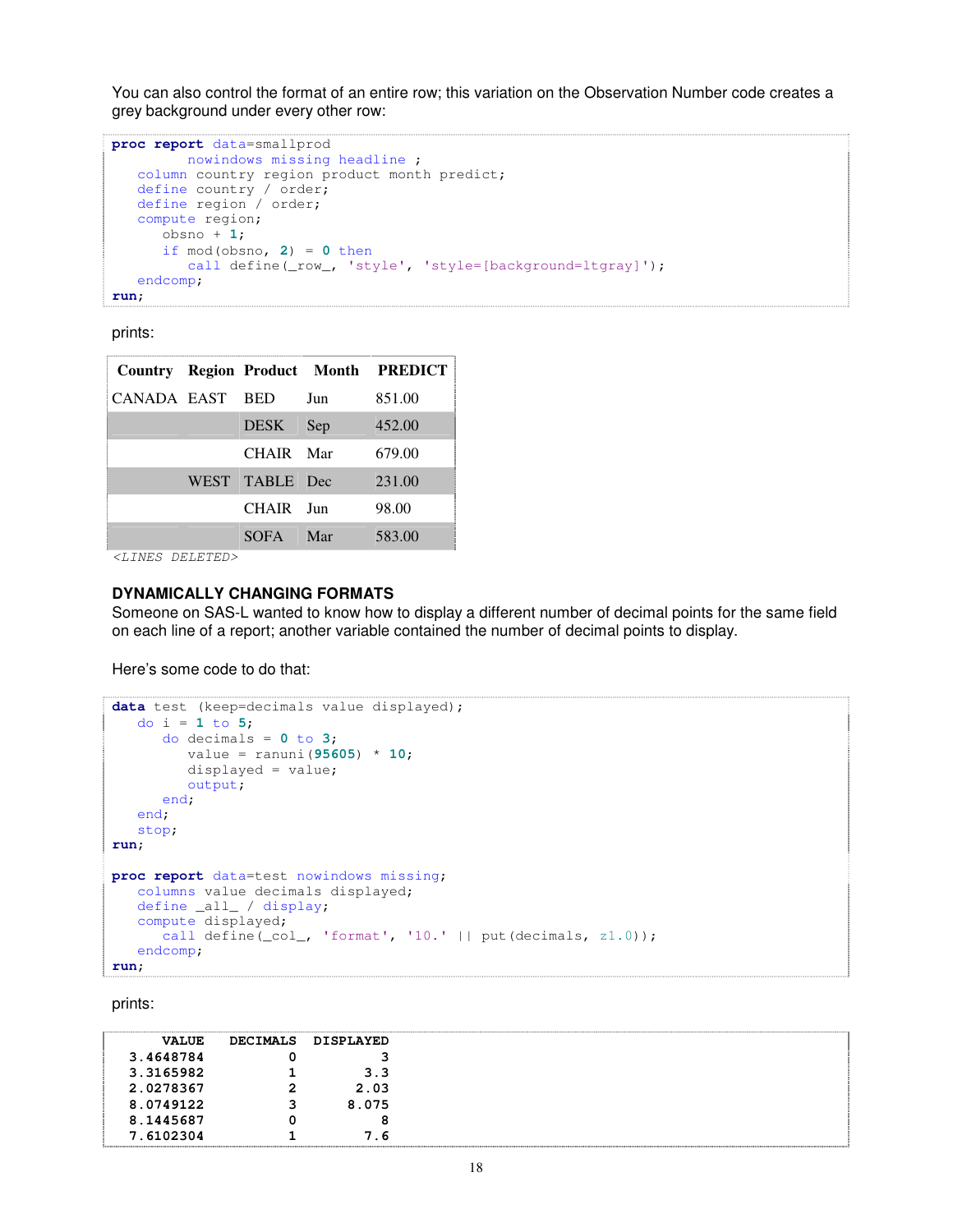You can also control the format of an entire row; this variation on the Observation Number code creates a grey background under every other row:

```
proc report data=smallprod
         nowindows missing headline ;
   column country region product month predict;
   define country / order;
   define region / order;
   compute region;
      obsno + 1;
      if mod(obsno, 2) = 0 then
         call define(_row_, 'style', 'style=[background=ltgray]');
   endcomp;
run;
```

prints:

| Country | Region | Product | Month | PREDICT |
|---|---|---|---|---|
| CANADA | EAST | BED | Jun | 851.00 |
| | | DESK | Sep | 452.00 |
| | | CHAIR | Mar | 679.00 |
| | WEST | TABLE | Dec | 231.00 |
| | | CHAIR | Jun | 98.00 |
| | | SOFA | Mar | 583.00 |

*<LINES DELETED>*

### DYNAMICALLY CHANGING FORMATS

Someone on SAS-L wanted to know how to display a different number of decimal points for the same field on each line of a report; another variable contained the number of decimal points to display.

Here's some code to do that:

```
data test (keep=decimals value displayed);
   do i = 1 to 5;
      do decimals = 0 to 3;
         value = ranuni(95605) * 10;
         displayed = value;
         output;
      end;
   end;
   stop;
run;

proc report data=test nowindows missing;
   columns value decimals displayed;
   define _all_ / display;
   compute displayed;
      call define(_col_, 'format', '10.' || put(decimals, z1.0));
   endcomp;
run;
```

prints:

```
      VALUE   DECIMALS  DISPLAYED
  3.4648784          0          3
  3.3165982          1        3.3
  2.0278367          2       2.03
  8.0749122          3      8.075
  8.1445687          0          8
  7.6102304          1        7.6
```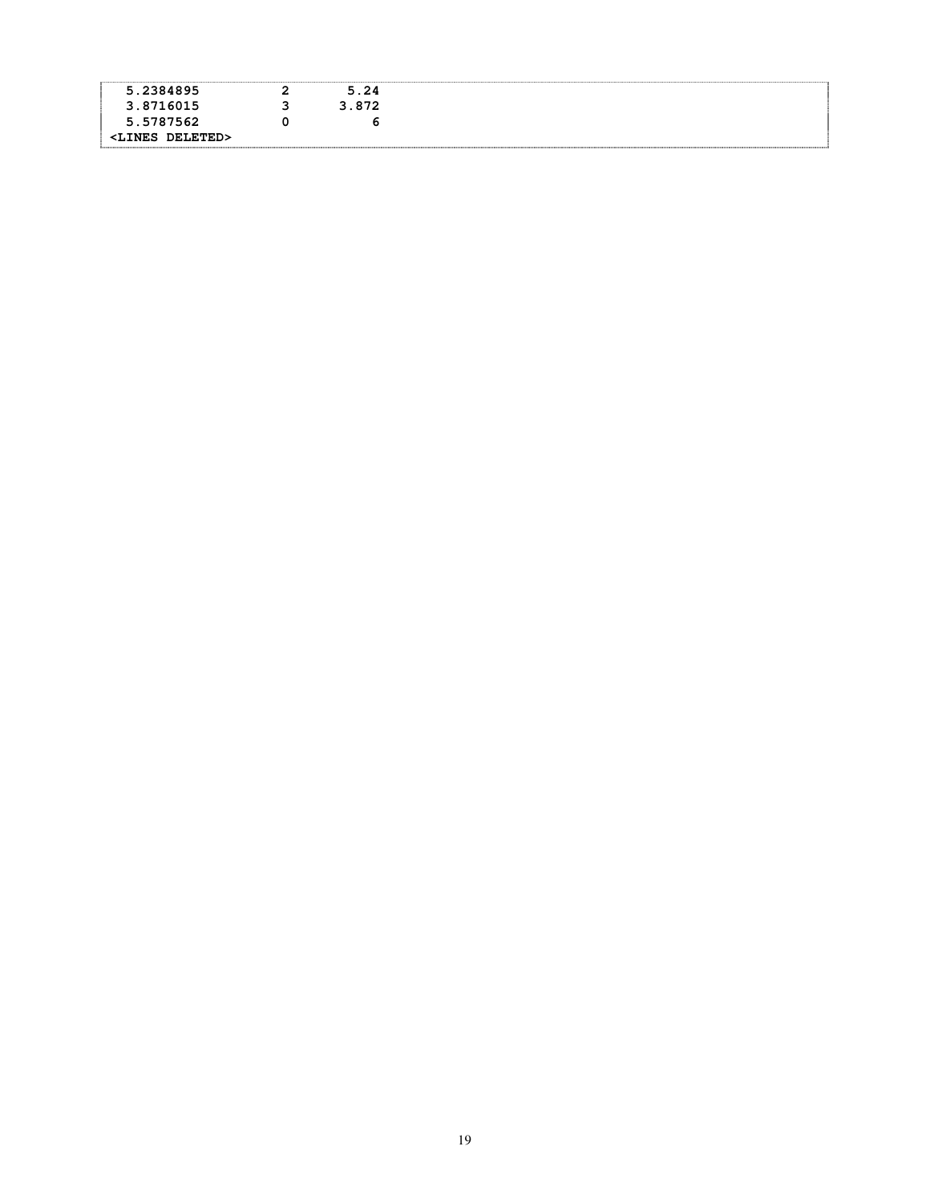```
  5.2384895         2       5.24
  3.8716015         3      3.872
  5.5787562         0          6
<LINES DELETED>
```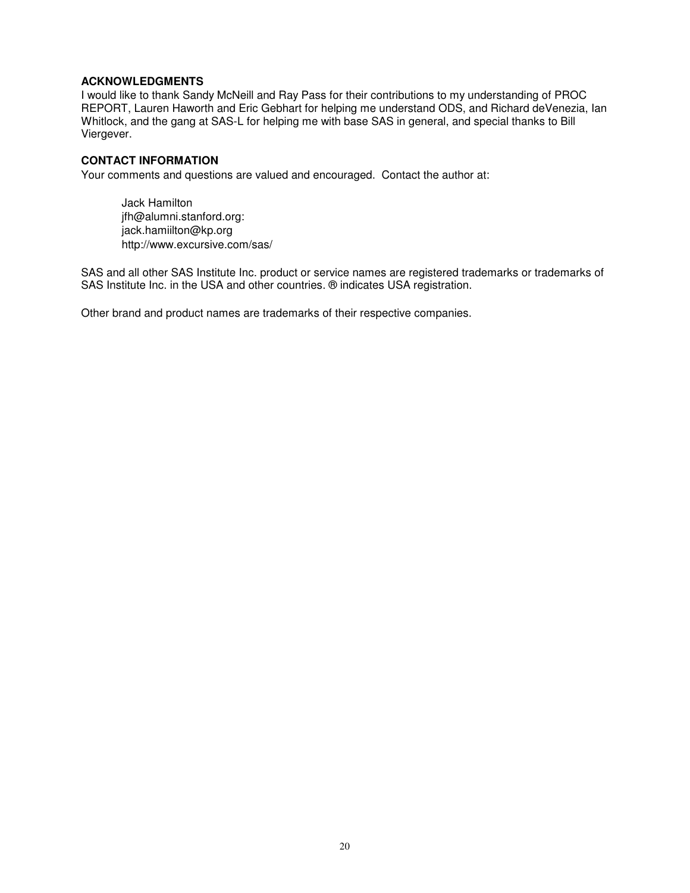## ACKNOWLEDGMENTS

I would like to thank Sandy McNeill and Ray Pass for their contributions to my understanding of PROC REPORT, Lauren Haworth and Eric Gebhart for helping me understand ODS, and Richard deVenezia, Ian Whitlock, and the gang at SAS-L for helping me with base SAS in general, and special thanks to Bill Viergever.

## CONTACT INFORMATION

Your comments and questions are valued and encouraged. Contact the author at:

> Jack Hamilton
> jfh@alumni.stanford.org:
> jack.hamiilton@kp.org
> http://www.excursive.com/sas/

SAS and all other SAS Institute Inc. product or service names are registered trademarks or trademarks of SAS Institute Inc. in the USA and other countries. ® indicates USA registration.

Other brand and product names are trademarks of their respective companies.